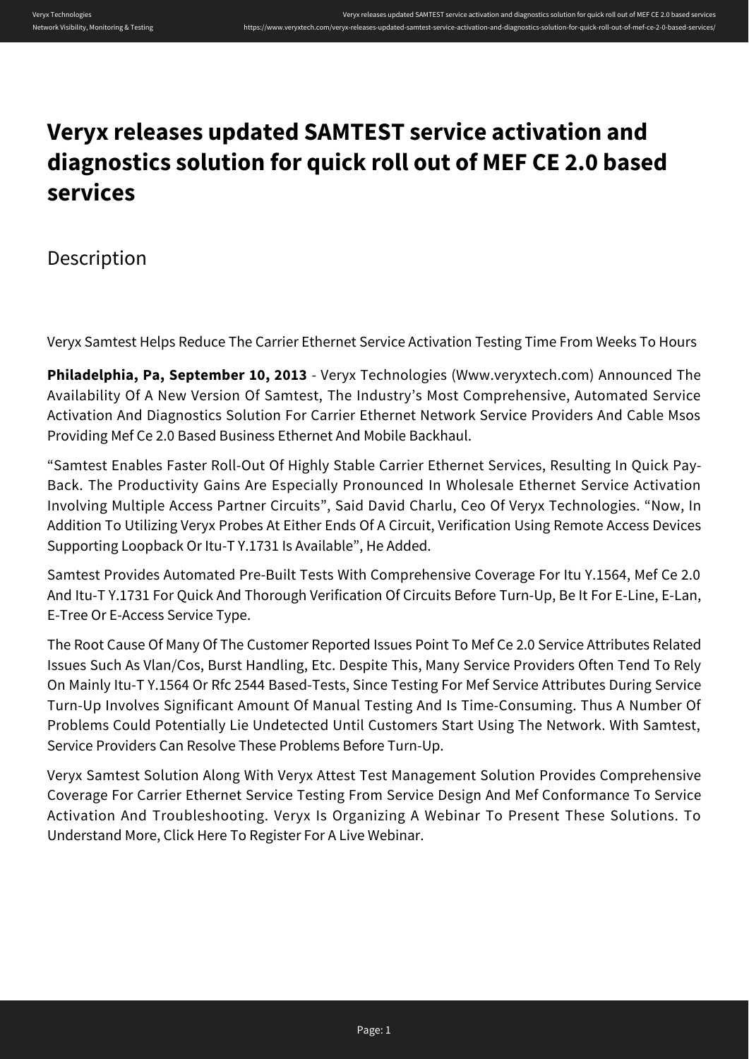# Veryx releases updated SAMTEST service activation and diagnostics solution for quick roll out of MEF CE 2.0 based services

## Description

Veryx Samtest Helps Reduce The Carrier Ethernet Service Activation Testing Time From Weeks To Hours

**Philadelphia, Pa, September 10, 2013** - Veryx Technologies (Www.veryxtech.com) Announced The Availability Of A New Version Of Samtest, The Industry's Most Comprehensive, Automated Service Activation And Diagnostics Solution For Carrier Ethernet Network Service Providers And Cable Msos Providing Mef Ce 2.0 Based Business Ethernet And Mobile Backhaul.

"Samtest Enables Faster Roll-Out Of Highly Stable Carrier Ethernet Services, Resulting In Quick Pay-Back. The Productivity Gains Are Especially Pronounced In Wholesale Ethernet Service Activation Involving Multiple Access Partner Circuits", Said David Charlu, Ceo Of Veryx Technologies. "Now, In Addition To Utilizing Veryx Probes At Either Ends Of A Circuit, Verification Using Remote Access Devices Supporting Loopback Or Itu-T Y.1731 Is Available", He Added.

Samtest Provides Automated Pre-Built Tests With Comprehensive Coverage For Itu Y.1564, Mef Ce 2.0 And Itu-T Y.1731 For Quick And Thorough Verification Of Circuits Before Turn-Up, Be It For E-Line, E-Lan, E-Tree Or E-Access Service Type.

The Root Cause Of Many Of The Customer Reported Issues Point To Mef Ce 2.0 Service Attributes Related Issues Such As Vlan/Cos, Burst Handling, Etc. Despite This, Many Service Providers Often Tend To Rely On Mainly Itu-T Y.1564 Or Rfc 2544 Based-Tests, Since Testing For Mef Service Attributes During Service Turn-Up Involves Significant Amount Of Manual Testing And Is Time-Consuming. Thus A Number Of Problems Could Potentially Lie Undetected Until Customers Start Using The Network. With Samtest, Service Providers Can Resolve These Problems Before Turn-Up.

Veryx Samtest Solution Along With Veryx Attest Test Management Solution Provides Comprehensive Coverage For Carrier Ethernet Service Testing From Service Design And Mef Conformance To Service Activation And Troubleshooting. Veryx Is Organizing A Webinar To Present These Solutions. To Understand More, Click Here To Register For A Live Webinar.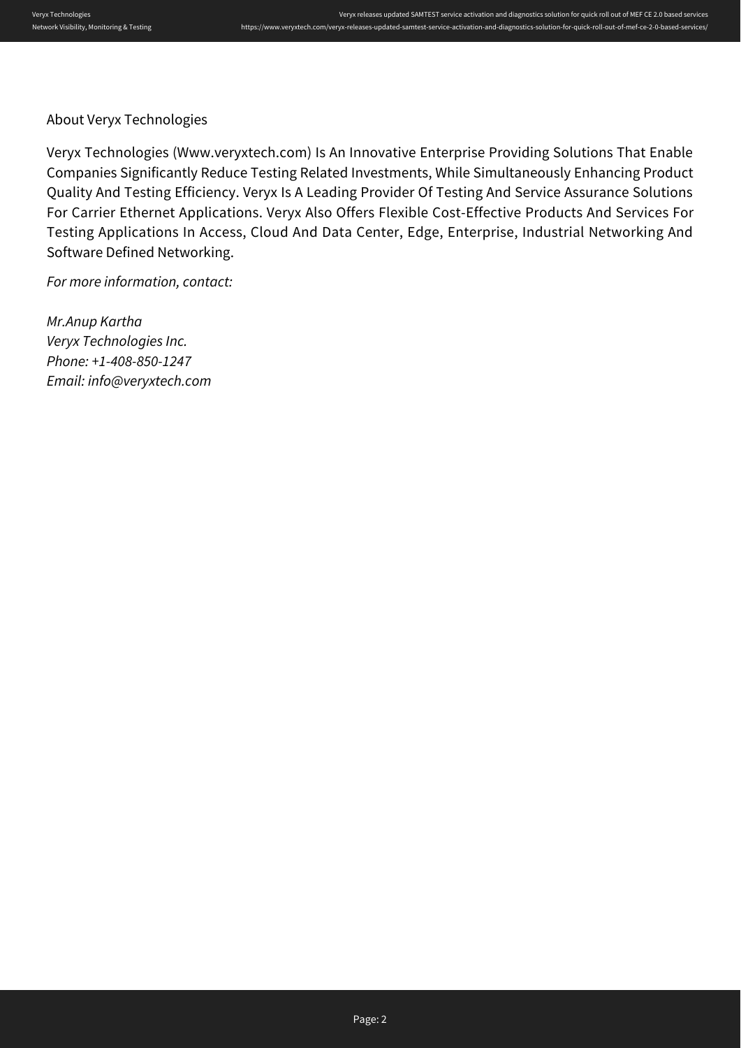## About Veryx Technologies

Veryx Technologies (Www.veryxtech.com) Is An Innovative Enterprise Providing Solutions That Enable Companies Significantly Reduce Testing Related Investments, While Simultaneously Enhancing Product Quality And Testing Efficiency. Veryx Is A Leading Provider Of Testing And Service Assurance Solutions For Carrier Ethernet Applications. Veryx Also Offers Flexible Cost-Effective Products And Services For Testing Applications In Access, Cloud And Data Center, Edge, Enterprise, Industrial Networking And Software Defined Networking.

*For more information, contact:*

*Mr.Anup Kartha*
*Veryx Technologies Inc.*
*Phone: +1-408-850-1247*
*Email: info@veryxtech.com*